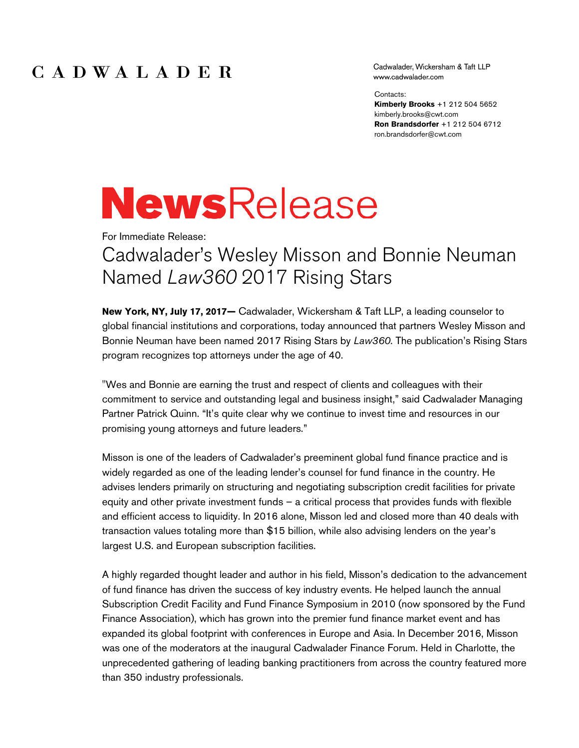CADWALADER

Cadwalader, Wickersham & Taft LLP
www.cadwalader.com

Contacts:
**Kimberly Brooks** +1 212 504 5652
kimberly.brooks@cwt.com
**Ron Brandsdorfer** +1 212 504 6712
ron.brandsdorfer@cwt.com

# NewsRelease

For Immediate Release:

## Cadwalader's Wesley Misson and Bonnie Neuman Named *Law360* 2017 Rising Stars

**New York, NY, July 17, 2017—** Cadwalader, Wickersham & Taft LLP, a leading counselor to global financial institutions and corporations, today announced that partners Wesley Misson and Bonnie Neuman have been named 2017 Rising Stars by *Law360.* The publication's Rising Stars program recognizes top attorneys under the age of 40.

"Wes and Bonnie are earning the trust and respect of clients and colleagues with their commitment to service and outstanding legal and business insight," said Cadwalader Managing Partner Patrick Quinn. "It's quite clear why we continue to invest time and resources in our promising young attorneys and future leaders."

Misson is one of the leaders of Cadwalader's preeminent global fund finance practice and is widely regarded as one of the leading lender's counsel for fund finance in the country. He advises lenders primarily on structuring and negotiating subscription credit facilities for private equity and other private investment funds – a critical process that provides funds with flexible and efficient access to liquidity. In 2016 alone, Misson led and closed more than 40 deals with transaction values totaling more than $15 billion, while also advising lenders on the year's largest U.S. and European subscription facilities.

A highly regarded thought leader and author in his field, Misson's dedication to the advancement of fund finance has driven the success of key industry events. He helped launch the annual Subscription Credit Facility and Fund Finance Symposium in 2010 (now sponsored by the Fund Finance Association), which has grown into the premier fund finance market event and has expanded its global footprint with conferences in Europe and Asia. In December 2016, Misson was one of the moderators at the inaugural Cadwalader Finance Forum. Held in Charlotte, the unprecedented gathering of leading banking practitioners from across the country featured more than 350 industry professionals.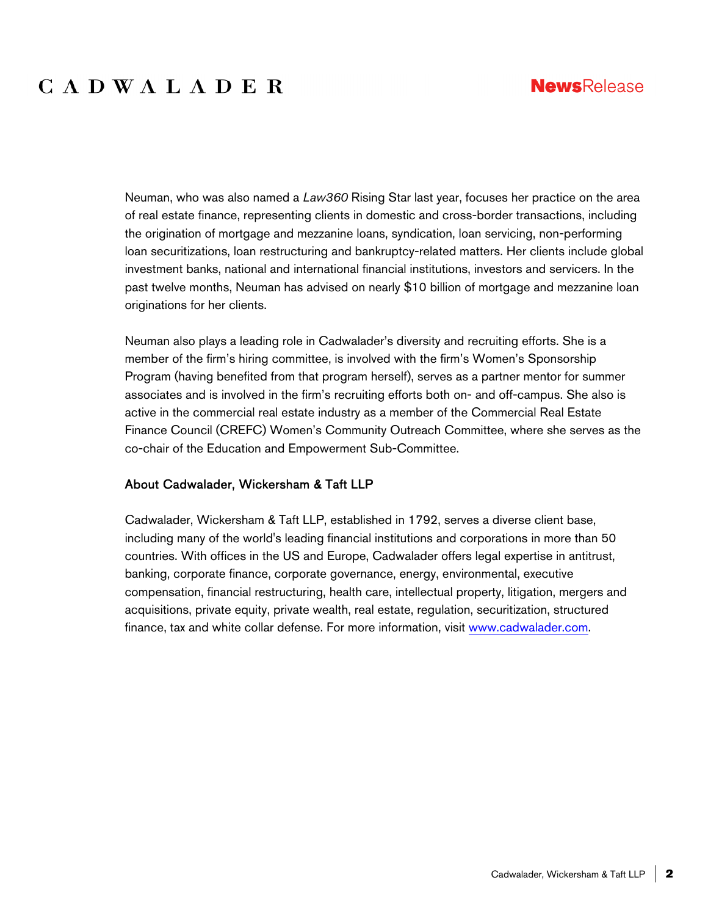Neuman, who was also named a *Law360* Rising Star last year, focuses her practice on the area of real estate finance, representing clients in domestic and cross-border transactions, including the origination of mortgage and mezzanine loans, syndication, loan servicing, non-performing loan securitizations, loan restructuring and bankruptcy-related matters. Her clients include global investment banks, national and international financial institutions, investors and servicers. In the past twelve months, Neuman has advised on nearly $10 billion of mortgage and mezzanine loan originations for her clients.

Neuman also plays a leading role in Cadwalader's diversity and recruiting efforts. She is a member of the firm's hiring committee, is involved with the firm's Women's Sponsorship Program (having benefited from that program herself), serves as a partner mentor for summer associates and is involved in the firm's recruiting efforts both on- and off-campus. She also is active in the commercial real estate industry as a member of the Commercial Real Estate Finance Council (CREFC) Women's Community Outreach Committee, where she serves as the co-chair of the Education and Empowerment Sub-Committee.

### About Cadwalader, Wickersham & Taft LLP

Cadwalader, Wickersham & Taft LLP, established in 1792, serves a diverse client base, including many of the world's leading financial institutions and corporations in more than 50 countries. With offices in the US and Europe, Cadwalader offers legal expertise in antitrust, banking, corporate finance, corporate governance, energy, environmental, executive compensation, financial restructuring, health care, intellectual property, litigation, mergers and acquisitions, private equity, private wealth, real estate, regulation, securitization, structured finance, tax and white collar defense. For more information, visit [www.cadwalader.com](http://www.cadwalader.com).